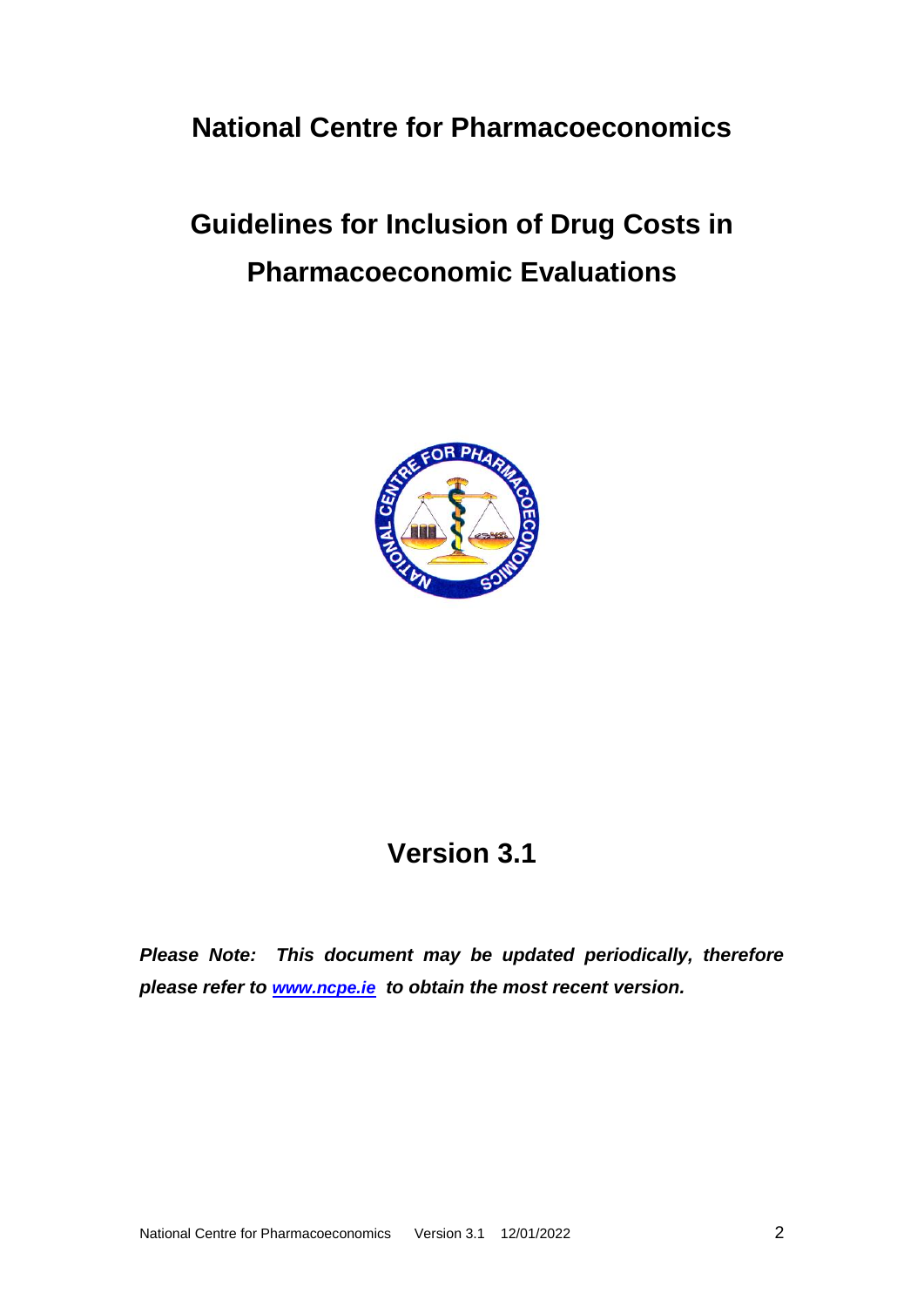# National Centre for Pharmacoeconomics

# Guidelines for Inclusion of Drug Costs in Pharmacoeconomic Evaluations

## Version 3.1

***Please Note: This document may be updated periodically, therefore please refer to [www.ncpe.ie](http://www.ncpe.ie) to obtain the most recent version.***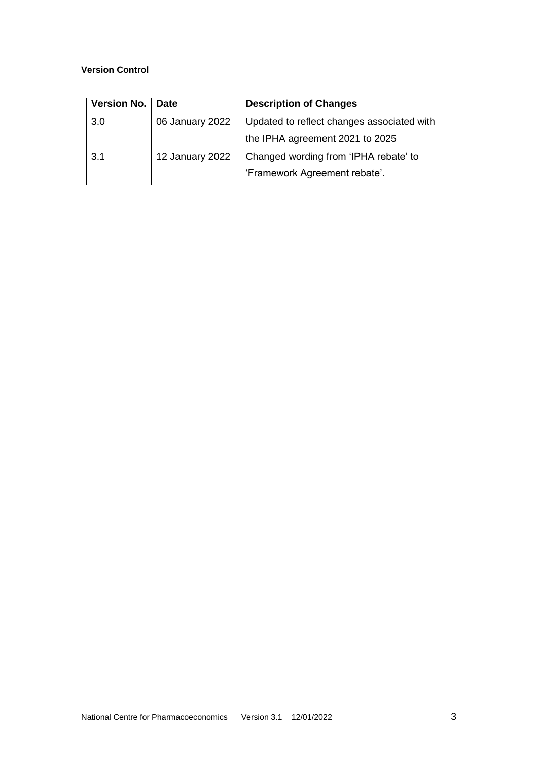**Version Control**

| Version No. | Date | Description of Changes |
|---|---|---|
| 3.0 | 06 January 2022 | Updated to reflect changes associated with the IPHA agreement 2021 to 2025 |
| 3.1 | 12 January 2022 | Changed wording from 'IPHA rebate' to 'Framework Agreement rebate'. |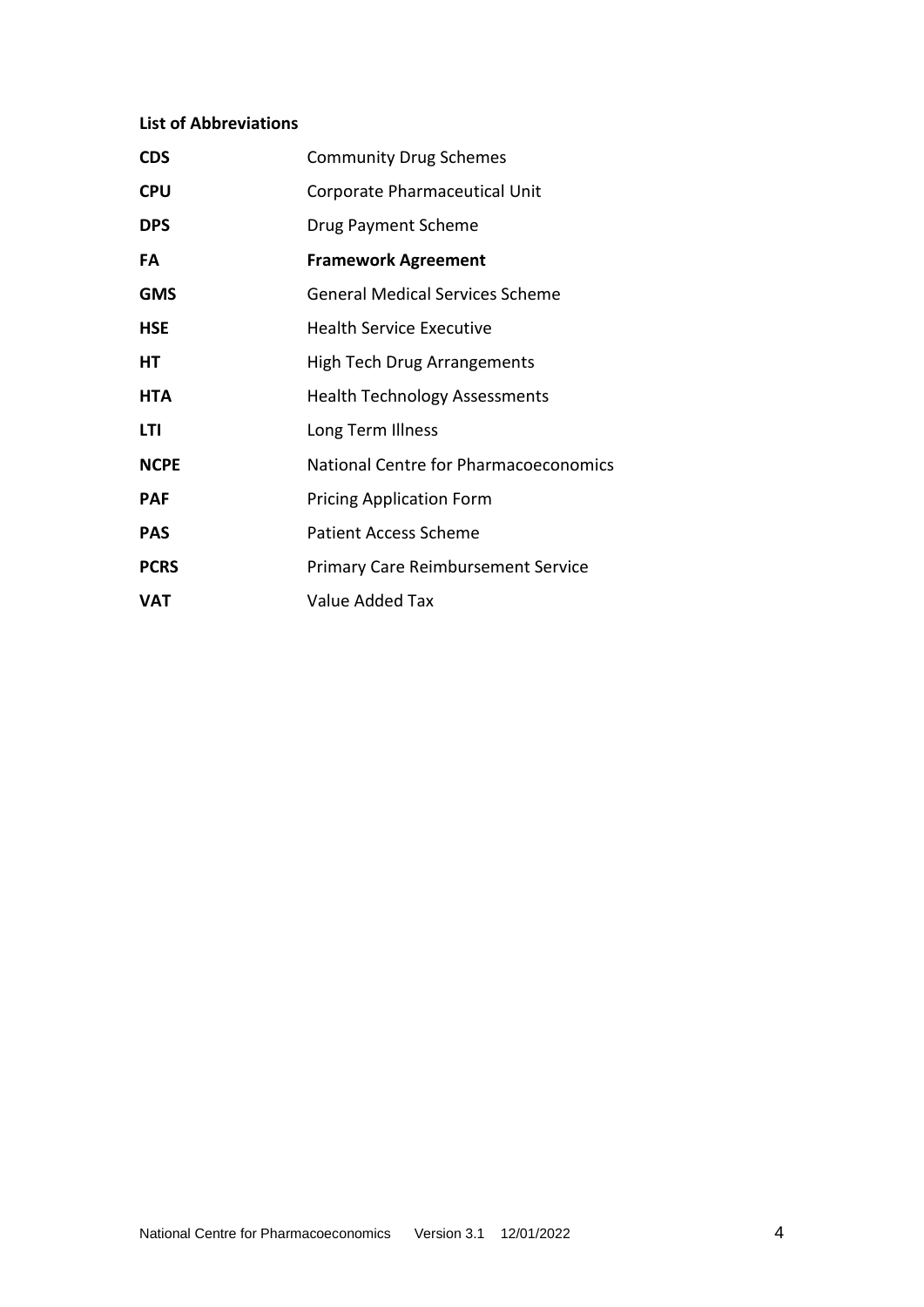**List of Abbreviations**

| | |
|---|---|
| **CDS** | Community Drug Schemes |
| **CPU** | Corporate Pharmaceutical Unit |
| **DPS** | Drug Payment Scheme |
| **FA** | **Framework Agreement** |
| **GMS** | General Medical Services Scheme |
| **HSE** | Health Service Executive |
| **HT** | High Tech Drug Arrangements |
| **HTA** | Health Technology Assessments |
| **LTI** | Long Term Illness |
| **NCPE** | National Centre for Pharmacoeconomics |
| **PAF** | Pricing Application Form |
| **PAS** | Patient Access Scheme |
| **PCRS** | Primary Care Reimbursement Service |
| **VAT** | Value Added Tax |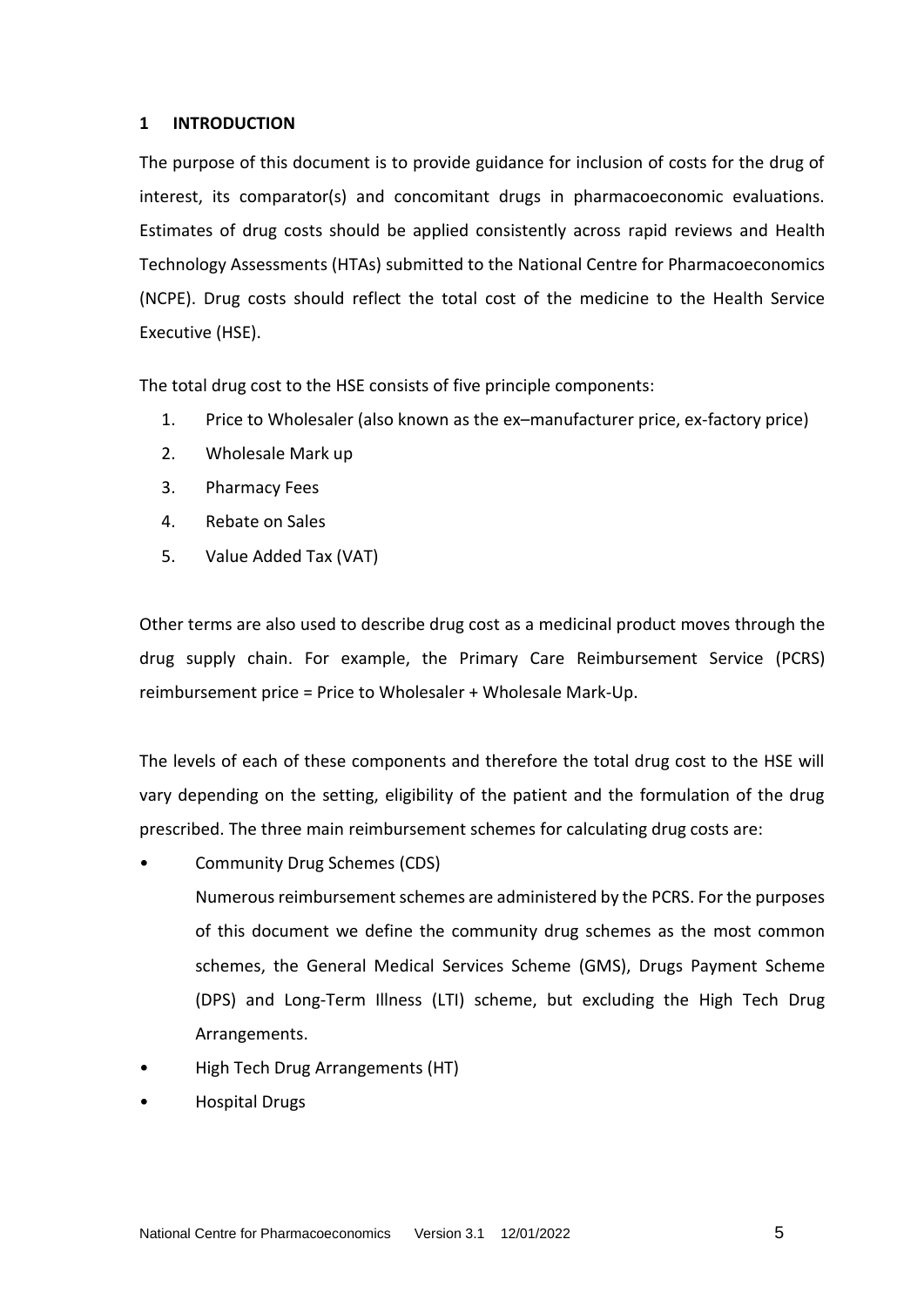# 1 INTRODUCTION

The purpose of this document is to provide guidance for inclusion of costs for the drug of interest, its comparator(s) and concomitant drugs in pharmacoeconomic evaluations. Estimates of drug costs should be applied consistently across rapid reviews and Health Technology Assessments (HTAs) submitted to the National Centre for Pharmacoeconomics (NCPE). Drug costs should reflect the total cost of the medicine to the Health Service Executive (HSE).

The total drug cost to the HSE consists of five principle components:

1. Price to Wholesaler (also known as the ex–manufacturer price, ex-factory price)
2. Wholesale Mark up
3. Pharmacy Fees
4. Rebate on Sales
5. Value Added Tax (VAT)

Other terms are also used to describe drug cost as a medicinal product moves through the drug supply chain. For example, the Primary Care Reimbursement Service (PCRS) reimbursement price = Price to Wholesaler + Wholesale Mark-Up.

The levels of each of these components and therefore the total drug cost to the HSE will vary depending on the setting, eligibility of the patient and the formulation of the drug prescribed. The three main reimbursement schemes for calculating drug costs are:

- Community Drug Schemes (CDS)

  Numerous reimbursement schemes are administered by the PCRS. For the purposes of this document we define the community drug schemes as the most common schemes, the General Medical Services Scheme (GMS), Drugs Payment Scheme (DPS) and Long-Term Illness (LTI) scheme, but excluding the High Tech Drug Arrangements.
- High Tech Drug Arrangements (HT)
- Hospital Drugs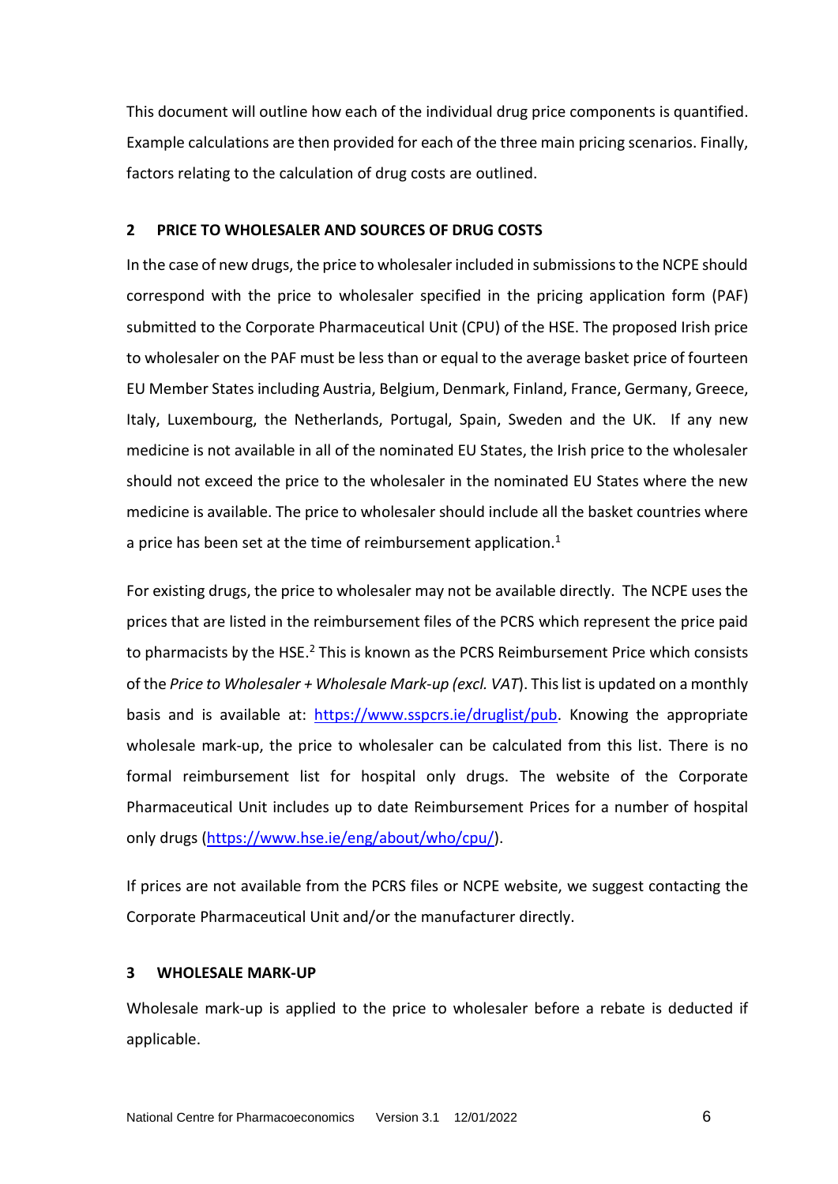This document will outline how each of the individual drug price components is quantified. Example calculations are then provided for each of the three main pricing scenarios. Finally, factors relating to the calculation of drug costs are outlined.

## 2 PRICE TO WHOLESALER AND SOURCES OF DRUG COSTS

In the case of new drugs, the price to wholesaler included in submissions to the NCPE should correspond with the price to wholesaler specified in the pricing application form (PAF) submitted to the Corporate Pharmaceutical Unit (CPU) of the HSE. The proposed Irish price to wholesaler on the PAF must be less than or equal to the average basket price of fourteen EU Member States including Austria, Belgium, Denmark, Finland, France, Germany, Greece, Italy, Luxembourg, the Netherlands, Portugal, Spain, Sweden and the UK. If any new medicine is not available in all of the nominated EU States, the Irish price to the wholesaler should not exceed the price to the wholesaler in the nominated EU States where the new medicine is available. The price to wholesaler should include all the basket countries where a price has been set at the time of reimbursement application.[1]

For existing drugs, the price to wholesaler may not be available directly. The NCPE uses the prices that are listed in the reimbursement files of the PCRS which represent the price paid to pharmacists by the HSE.[2] This is known as the PCRS Reimbursement Price which consists of the *Price to Wholesaler + Wholesale Mark-up (excl. VAT)*. This list is updated on a monthly basis and is available at: [https://www.sspcrs.ie/druglist/pub](https://www.sspcrs.ie/druglist/pub). Knowing the appropriate wholesale mark-up, the price to wholesaler can be calculated from this list. There is no formal reimbursement list for hospital only drugs. The website of the Corporate Pharmaceutical Unit includes up to date Reimbursement Prices for a number of hospital only drugs ([https://www.hse.ie/eng/about/who/cpu/](https://www.hse.ie/eng/about/who/cpu/)).

If prices are not available from the PCRS files or NCPE website, we suggest contacting the Corporate Pharmaceutical Unit and/or the manufacturer directly.

## 3 WHOLESALE MARK-UP

Wholesale mark-up is applied to the price to wholesaler before a rebate is deducted if applicable.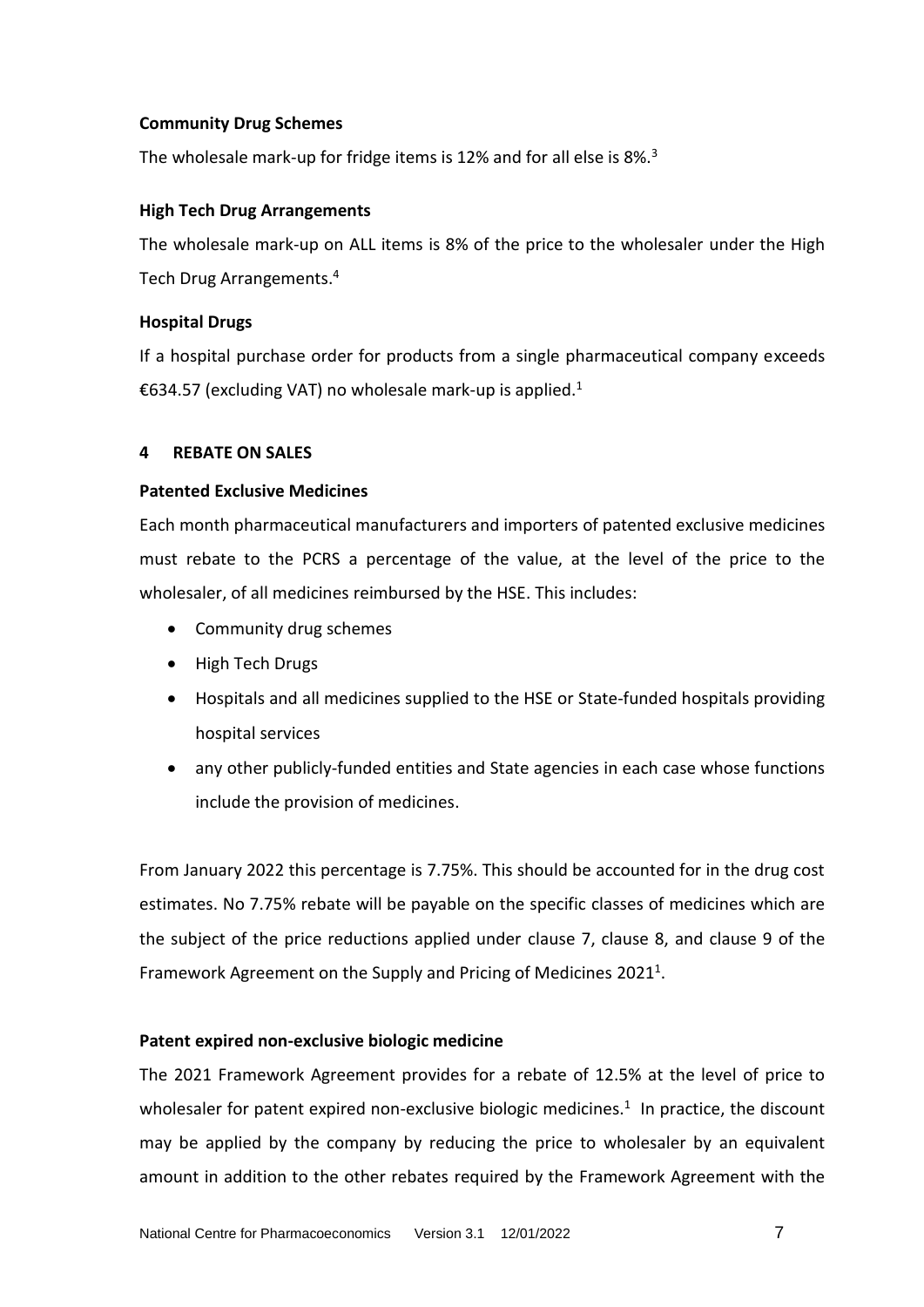**Community Drug Schemes**

The wholesale mark-up for fridge items is 12% and for all else is 8%.[3]

**High Tech Drug Arrangements**

The wholesale mark-up on ALL items is 8% of the price to the wholesaler under the High Tech Drug Arrangements.[4]

**Hospital Drugs**

If a hospital purchase order for products from a single pharmaceutical company exceeds €634.57 (excluding VAT) no wholesale mark-up is applied.[1]

## 4 REBATE ON SALES

**Patented Exclusive Medicines**

Each month pharmaceutical manufacturers and importers of patented exclusive medicines must rebate to the PCRS a percentage of the value, at the level of the price to the wholesaler, of all medicines reimbursed by the HSE. This includes:

- Community drug schemes
- High Tech Drugs
- Hospitals and all medicines supplied to the HSE or State-funded hospitals providing hospital services
- any other publicly-funded entities and State agencies in each case whose functions include the provision of medicines.

From January 2022 this percentage is 7.75%. This should be accounted for in the drug cost estimates. No 7.75% rebate will be payable on the specific classes of medicines which are the subject of the price reductions applied under clause 7, clause 8, and clause 9 of the Framework Agreement on the Supply and Pricing of Medicines 2021[1].

**Patent expired non-exclusive biologic medicine**

The 2021 Framework Agreement provides for a rebate of 12.5% at the level of price to wholesaler for patent expired non-exclusive biologic medicines.[1] In practice, the discount may be applied by the company by reducing the price to wholesaler by an equivalent amount in addition to the other rebates required by the Framework Agreement with the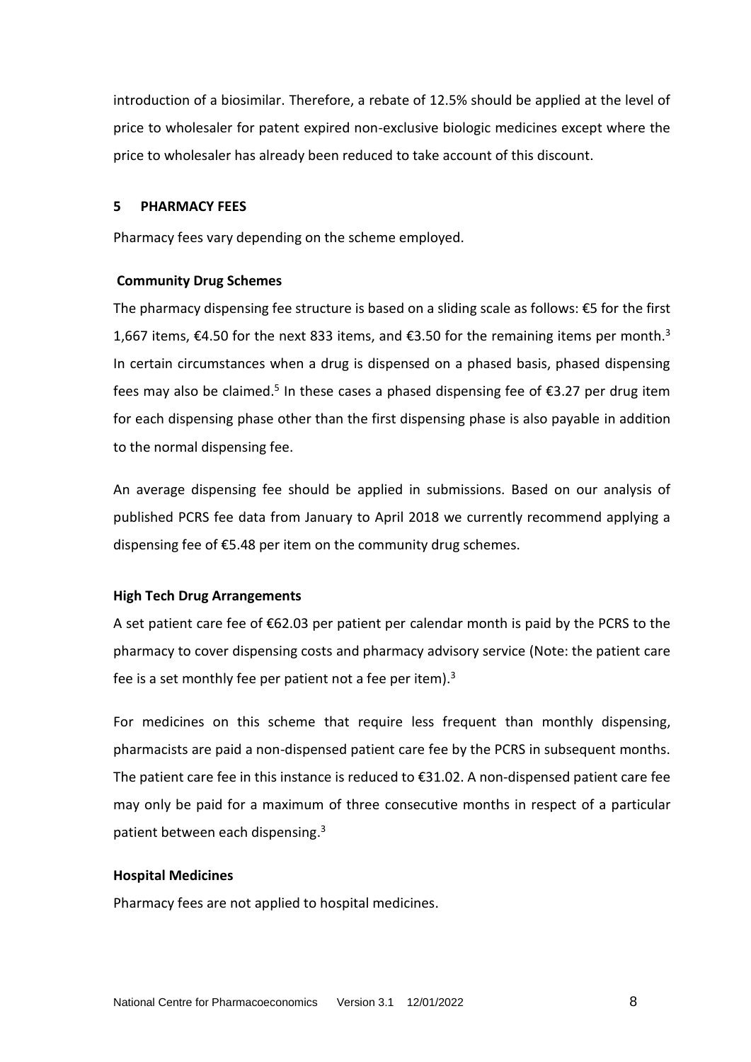introduction of a biosimilar. Therefore, a rebate of 12.5% should be applied at the level of price to wholesaler for patent expired non-exclusive biologic medicines except where the price to wholesaler has already been reduced to take account of this discount.

## 5 PHARMACY FEES

Pharmacy fees vary depending on the scheme employed.

### Community Drug Schemes

The pharmacy dispensing fee structure is based on a sliding scale as follows: €5 for the first 1,667 items, €4.50 for the next 833 items, and €3.50 for the remaining items per month.[3] In certain circumstances when a drug is dispensed on a phased basis, phased dispensing fees may also be claimed.[5] In these cases a phased dispensing fee of €3.27 per drug item for each dispensing phase other than the first dispensing phase is also payable in addition to the normal dispensing fee.

An average dispensing fee should be applied in submissions. Based on our analysis of published PCRS fee data from January to April 2018 we currently recommend applying a dispensing fee of €5.48 per item on the community drug schemes.

### High Tech Drug Arrangements

A set patient care fee of €62.03 per patient per calendar month is paid by the PCRS to the pharmacy to cover dispensing costs and pharmacy advisory service (Note: the patient care fee is a set monthly fee per patient not a fee per item).[3]

For medicines on this scheme that require less frequent than monthly dispensing, pharmacists are paid a non-dispensed patient care fee by the PCRS in subsequent months. The patient care fee in this instance is reduced to €31.02. A non-dispensed patient care fee may only be paid for a maximum of three consecutive months in respect of a particular patient between each dispensing.[3]

### Hospital Medicines

Pharmacy fees are not applied to hospital medicines.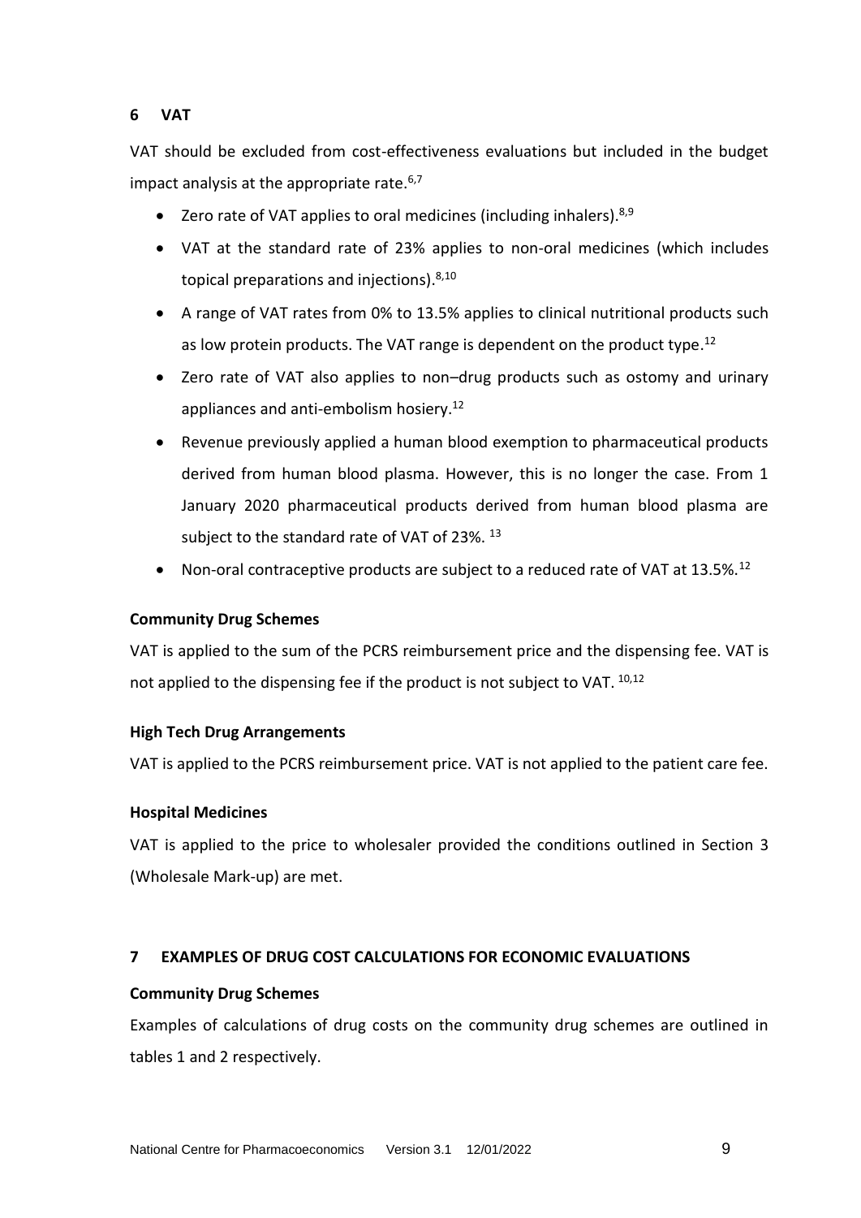## 6 VAT

VAT should be excluded from cost-effectiveness evaluations but included in the budget impact analysis at the appropriate rate.[6,7]

- Zero rate of VAT applies to oral medicines (including inhalers).[8,9]
- VAT at the standard rate of 23% applies to non-oral medicines (which includes topical preparations and injections).[8,10]
- A range of VAT rates from 0% to 13.5% applies to clinical nutritional products such as low protein products. The VAT range is dependent on the product type.[12]
- Zero rate of VAT also applies to non–drug products such as ostomy and urinary appliances and anti-embolism hosiery.[12]
- Revenue previously applied a human blood exemption to pharmaceutical products derived from human blood plasma. However, this is no longer the case. From 1 January 2020 pharmaceutical products derived from human blood plasma are subject to the standard rate of VAT of 23%. [13]
- Non-oral contraceptive products are subject to a reduced rate of VAT at 13.5%.[12]

### Community Drug Schemes

VAT is applied to the sum of the PCRS reimbursement price and the dispensing fee. VAT is not applied to the dispensing fee if the product is not subject to VAT. [10,12]

### High Tech Drug Arrangements

VAT is applied to the PCRS reimbursement price. VAT is not applied to the patient care fee.

### Hospital Medicines

VAT is applied to the price to wholesaler provided the conditions outlined in Section 3 (Wholesale Mark-up) are met.

## 7 EXAMPLES OF DRUG COST CALCULATIONS FOR ECONOMIC EVALUATIONS

### Community Drug Schemes

Examples of calculations of drug costs on the community drug schemes are outlined in tables 1 and 2 respectively.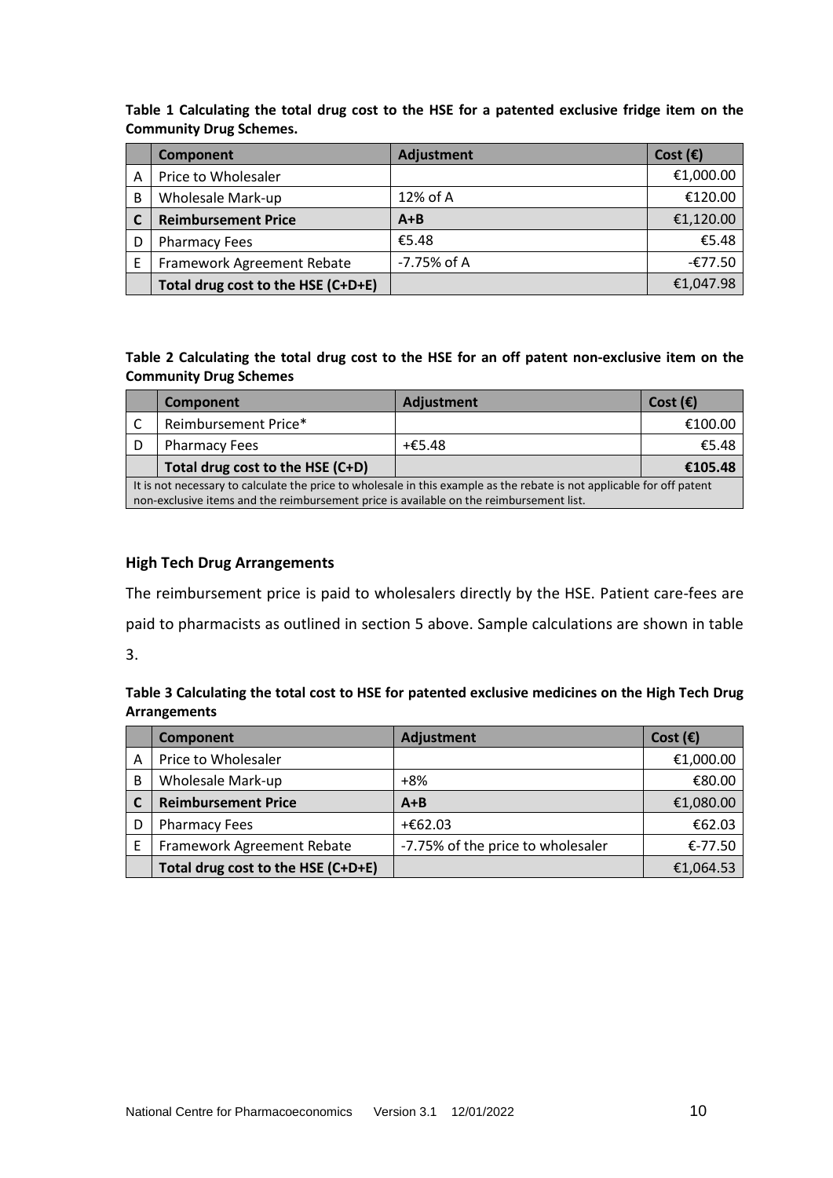**Table 1 Calculating the total drug cost to the HSE for a patented exclusive fridge item on the Community Drug Schemes.**

| | Component | Adjustment | Cost (€) |
|---|---|---|---|
| A | Price to Wholesaler | | €1,000.00 |
| B | Wholesale Mark-up | 12% of A | €120.00 |
| **C** | **Reimbursement Price** | **A+B** | €1,120.00 |
| D | Pharmacy Fees | €5.48 | €5.48 |
| E | Framework Agreement Rebate | -7.75% of A | -€77.50 |
| | **Total drug cost to the HSE (C+D+E)** | | €1,047.98 |

**Table 2 Calculating the total drug cost to the HSE for an off patent non-exclusive item on the Community Drug Schemes**

| | Component | Adjustment | Cost (€) |
|---|---|---|---|
| C | Reimbursement Price* | | €100.00 |
| D | Pharmacy Fees | +€5.48 | €5.48 |
| | **Total drug cost to the HSE (C+D)** | | **€105.48** |
| It is not necessary to calculate the price to wholesale in this example as the rebate is not applicable for off patent non-exclusive items and the reimbursement price is available on the reimbursement list. | | | |

### High Tech Drug Arrangements

The reimbursement price is paid to wholesalers directly by the HSE. Patient care-fees are paid to pharmacists as outlined in section 5 above. Sample calculations are shown in table 3.

**Table 3 Calculating the total cost to HSE for patented exclusive medicines on the High Tech Drug Arrangements**

| | Component | Adjustment | Cost (€) |
|---|---|---|---|
| A | Price to Wholesaler | | €1,000.00 |
| B | Wholesale Mark-up | +8% | €80.00 |
| **C** | **Reimbursement Price** | **A+B** | €1,080.00 |
| D | Pharmacy Fees | +€62.03 | €62.03 |
| E | Framework Agreement Rebate | -7.75% of the price to wholesaler | €-77.50 |
| | **Total drug cost to the HSE (C+D+E)** | | €1,064.53 |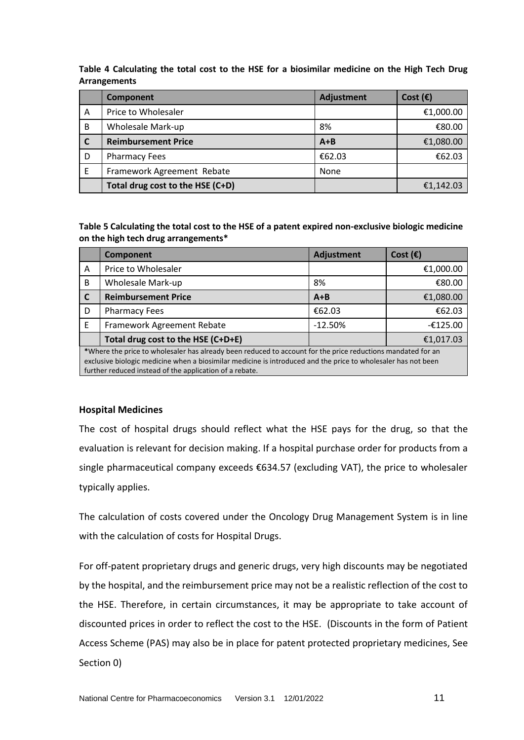**Table 4 Calculating the total cost to the HSE for a biosimilar medicine on the High Tech Drug Arrangements**

| | Component | Adjustment | Cost (€) |
|---|---|---|---|
| A | Price to Wholesaler | | €1,000.00 |
| B | Wholesale Mark-up | 8% | €80.00 |
| **C** | **Reimbursement Price** | **A+B** | €1,080.00 |
| D | Pharmacy Fees | €62.03 | €62.03 |
| E | Framework Agreement Rebate | None | |
| | **Total drug cost to the HSE (C+D)** | | €1,142.03 |

**Table 5 Calculating the total cost to the HSE of a patent expired non-exclusive biologic medicine on the high tech drug arrangements***

| | Component | Adjustment | Cost (€) |
|---|---|---|---|
| A | Price to Wholesaler | | €1,000.00 |
| B | Wholesale Mark-up | 8% | €80.00 |
| **C** | **Reimbursement Price** | **A+B** | €1,080.00 |
| D | Pharmacy Fees | €62.03 | €62.03 |
| E | Framework Agreement Rebate | -12.50% | -€125.00 |
| | **Total drug cost to the HSE (C+D+E)** | | €1,017.03 |

***Where the price to wholesaler has already been reduced to account for the price reductions mandated for an exclusive biologic medicine when a biosimilar medicine is introduced and the price to wholesaler has not been further reduced instead of the application of a rebate.

**Hospital Medicines**

The cost of hospital drugs should reflect what the HSE pays for the drug, so that the evaluation is relevant for decision making. If a hospital purchase order for products from a single pharmaceutical company exceeds €634.57 (excluding VAT), the price to wholesaler typically applies.

The calculation of costs covered under the Oncology Drug Management System is in line with the calculation of costs for Hospital Drugs.

For off-patent proprietary drugs and generic drugs, very high discounts may be negotiated by the hospital, and the reimbursement price may not be a realistic reflection of the cost to the HSE. Therefore, in certain circumstances, it may be appropriate to take account of discounted prices in order to reflect the cost to the HSE. (Discounts in the form of Patient Access Scheme (PAS) may also be in place for patent protected proprietary medicines, See Section 0)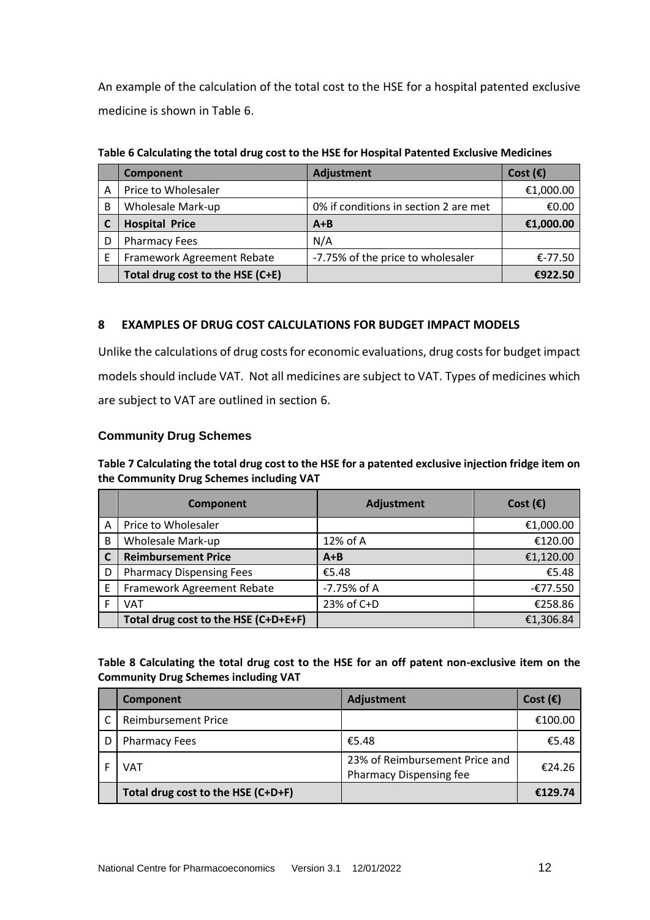An example of the calculation of the total cost to the HSE for a hospital patented exclusive medicine is shown in Table 6.

**Table 6 Calculating the total drug cost to the HSE for Hospital Patented Exclusive Medicines**

| | Component | Adjustment | Cost (€) |
|---|---|---|---|
| A | Price to Wholesaler | | €1,000.00 |
| B | Wholesale Mark-up | 0% if conditions in section 2 are met | €0.00 |
| C | **Hospital Price** | **A+B** | **€1,000.00** |
| D | Pharmacy Fees | N/A | |
| E | Framework Agreement Rebate | -7.75% of the price to wholesaler | €-77.50 |
| | **Total drug cost to the HSE (C+E)** | | **€922.50** |

## 8 EXAMPLES OF DRUG COST CALCULATIONS FOR BUDGET IMPACT MODELS

Unlike the calculations of drug costs for economic evaluations, drug costs for budget impact models should include VAT. Not all medicines are subject to VAT. Types of medicines which are subject to VAT are outlined in section 6.

### Community Drug Schemes

**Table 7 Calculating the total drug cost to the HSE for a patented exclusive injection fridge item on the Community Drug Schemes including VAT**

| | Component | Adjustment | Cost (€) |
|---|---|---|---|
| A | Price to Wholesaler | | €1,000.00 |
| B | Wholesale Mark-up | 12% of A | €120.00 |
| C | **Reimbursement Price** | **A+B** | €1,120.00 |
| D | Pharmacy Dispensing Fees | €5.48 | €5.48 |
| E | Framework Agreement Rebate | -7.75% of A | -€77.550 |
| F | VAT | 23% of C+D | €258.86 |
| | **Total drug cost to the HSE (C+D+E+F)** | | €1,306.84 |

**Table 8 Calculating the total drug cost to the HSE for an off patent non-exclusive item on the Community Drug Schemes including VAT**

| | Component | Adjustment | Cost (€) |
|---|---|---|---|
| C | Reimbursement Price | | €100.00 |
| D | Pharmacy Fees | €5.48 | €5.48 |
| F | VAT | 23% of Reimbursement Price and Pharmacy Dispensing fee | €24.26 |
| | **Total drug cost to the HSE (C+D+F)** | | **€129.74** |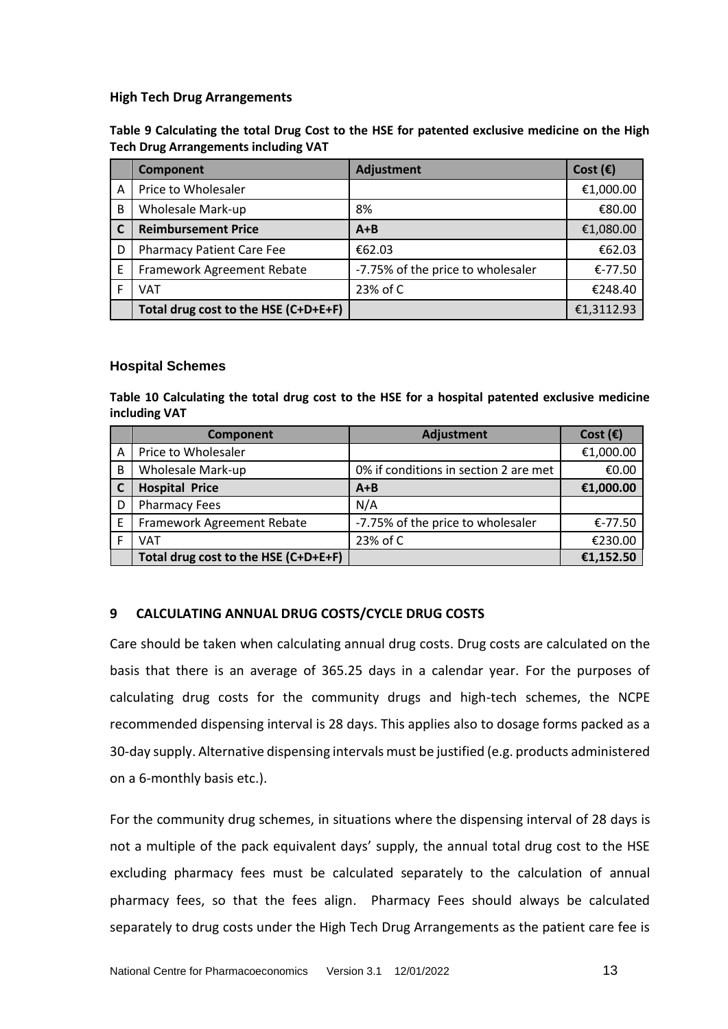### High Tech Drug Arrangements

**Table 9 Calculating the total Drug Cost to the HSE for patented exclusive medicine on the High Tech Drug Arrangements including VAT**

| | Component | Adjustment | Cost (€) |
|---|---|---|---|
| A | Price to Wholesaler | | €1,000.00 |
| B | Wholesale Mark-up | 8% | €80.00 |
| **C** | **Reimbursement Price** | **A+B** | €1,080.00 |
| D | Pharmacy Patient Care Fee | €62.03 | €62.03 |
| E | Framework Agreement Rebate | -7.75% of the price to wholesaler | €-77.50 |
| F | VAT | 23% of C | €248.40 |
| | **Total drug cost to the HSE (C+D+E+F)** | | €1,3112.93 |

### Hospital Schemes

**Table 10 Calculating the total drug cost to the HSE for a hospital patented exclusive medicine including VAT**

| | Component | Adjustment | Cost (€) |
|---|---|---|---|
| A | Price to Wholesaler | | €1,000.00 |
| B | Wholesale Mark-up | 0% if conditions in section 2 are met | €0.00 |
| **C** | **Hospital Price** | **A+B** | **€1,000.00** |
| D | Pharmacy Fees | N/A | |
| E | Framework Agreement Rebate | -7.75% of the price to wholesaler | €-77.50 |
| F | VAT | 23% of C | €230.00 |
| | **Total drug cost to the HSE (C+D+E+F)** | | **€1,152.50** |

## 9 CALCULATING ANNUAL DRUG COSTS/CYCLE DRUG COSTS

Care should be taken when calculating annual drug costs. Drug costs are calculated on the basis that there is an average of 365.25 days in a calendar year. For the purposes of calculating drug costs for the community drugs and high-tech schemes, the NCPE recommended dispensing interval is 28 days. This applies also to dosage forms packed as a 30-day supply. Alternative dispensing intervals must be justified (e.g. products administered on a 6-monthly basis etc.).

For the community drug schemes, in situations where the dispensing interval of 28 days is not a multiple of the pack equivalent days' supply, the annual total drug cost to the HSE excluding pharmacy fees must be calculated separately to the calculation of annual pharmacy fees, so that the fees align. Pharmacy Fees should always be calculated separately to drug costs under the High Tech Drug Arrangements as the patient care fee is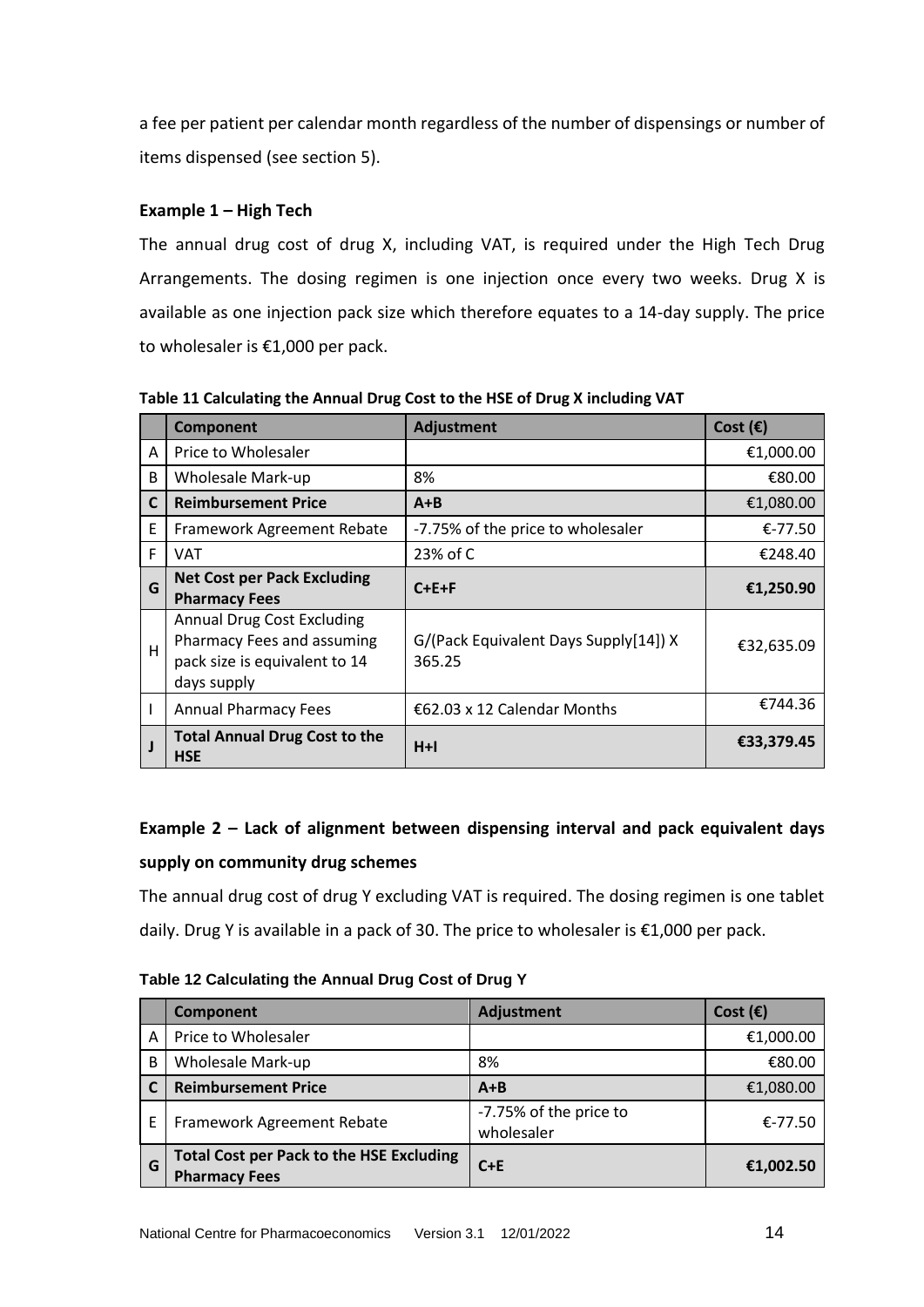a fee per patient per calendar month regardless of the number of dispensings or number of items dispensed (see section 5).

**Example 1 – High Tech**

The annual drug cost of drug X, including VAT, is required under the High Tech Drug Arrangements. The dosing regimen is one injection once every two weeks. Drug X is available as one injection pack size which therefore equates to a 14-day supply. The price to wholesaler is €1,000 per pack.

**Table 11 Calculating the Annual Drug Cost to the HSE of Drug X including VAT**

| | Component | Adjustment | Cost (€) |
|---|---|---|---|
| A | Price to Wholesaler | | €1,000.00 |
| B | Wholesale Mark-up | 8% | €80.00 |
| **C** | **Reimbursement Price** | **A+B** | €1,080.00 |
| E | Framework Agreement Rebate | -7.75% of the price to wholesaler | €-77.50 |
| F | VAT | 23% of C | €248.40 |
| **G** | **Net Cost per Pack Excluding Pharmacy Fees** | **C+E+F** | **€1,250.90** |
| H | Annual Drug Cost Excluding Pharmacy Fees and assuming pack size is equivalent to 14 days supply | G/(Pack Equivalent Days Supply[14]) X 365.25 | €32,635.09 |
| I | Annual Pharmacy Fees | €62.03 x 12 Calendar Months | €744.36 |
| **J** | **Total Annual Drug Cost to the HSE** | **H+I** | **€33,379.45** |

**Example 2 – Lack of alignment between dispensing interval and pack equivalent days supply on community drug schemes**

The annual drug cost of drug Y excluding VAT is required. The dosing regimen is one tablet daily. Drug Y is available in a pack of 30. The price to wholesaler is €1,000 per pack.

**Table 12 Calculating the Annual Drug Cost of Drug Y**

| | Component | Adjustment | Cost (€) |
|---|---|---|---|
| A | Price to Wholesaler | | €1,000.00 |
| B | Wholesale Mark-up | 8% | €80.00 |
| **C** | **Reimbursement Price** | **A+B** | €1,080.00 |
| E | Framework Agreement Rebate | -7.75% of the price to wholesaler | €-77.50 |
| **G** | **Total Cost per Pack to the HSE Excluding Pharmacy Fees** | **C+E** | **€1,002.50** |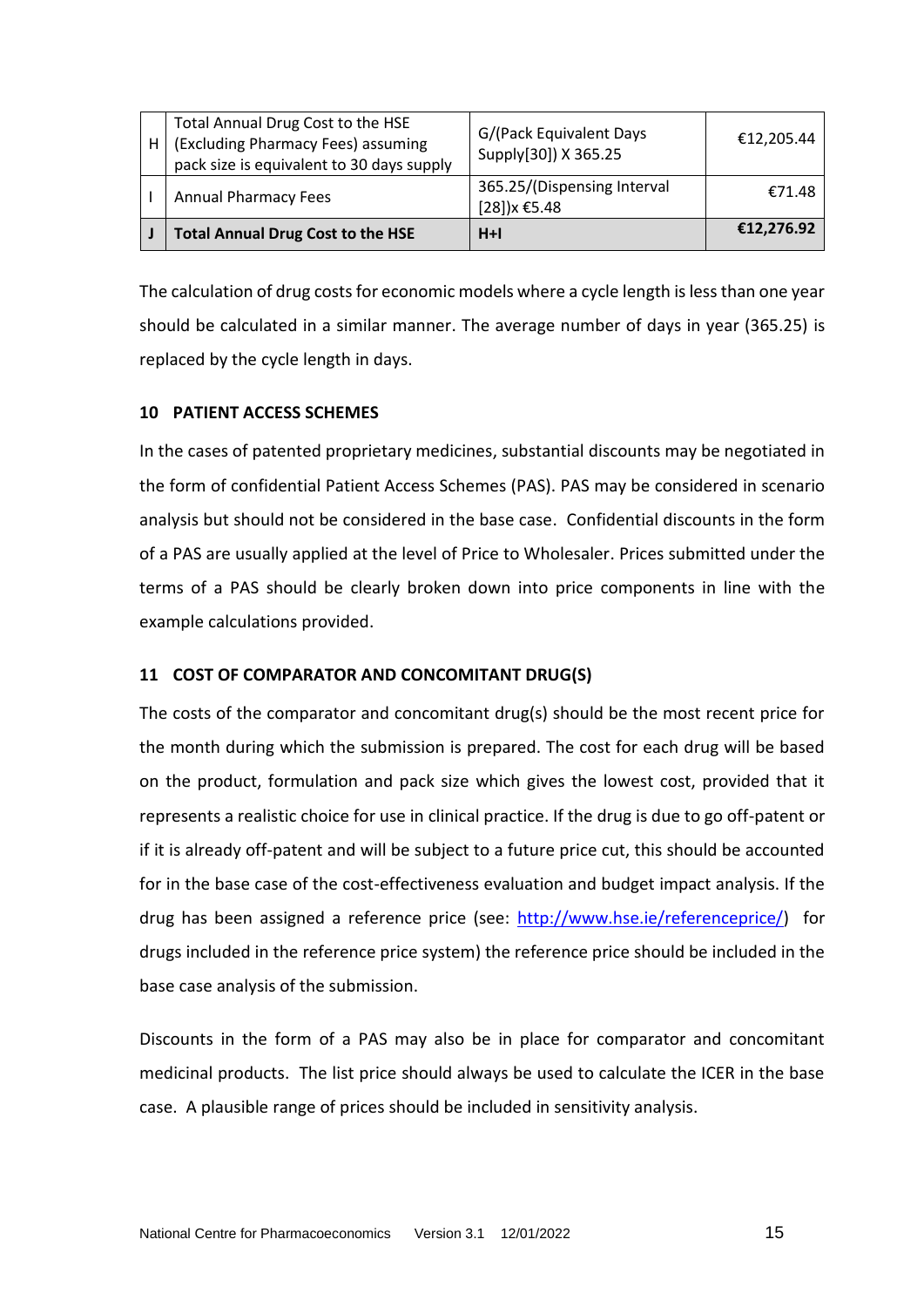| | | | |
|---|---|---|---|
| H | Total Annual Drug Cost to the HSE (Excluding Pharmacy Fees) assuming pack size is equivalent to 30 days supply | G/(Pack Equivalent Days Supply[30]) X 365.25 | €12,205.44 |
| I | Annual Pharmacy Fees | 365.25/(Dispensing Interval [28])x €5.48 | €71.48 |
| **J** | **Total Annual Drug Cost to the HSE** | **H+I** | **€12,276.92** |

The calculation of drug costs for economic models where a cycle length is less than one year should be calculated in a similar manner. The average number of days in year (365.25) is replaced by the cycle length in days.

## 10 PATIENT ACCESS SCHEMES

In the cases of patented proprietary medicines, substantial discounts may be negotiated in the form of confidential Patient Access Schemes (PAS). PAS may be considered in scenario analysis but should not be considered in the base case. Confidential discounts in the form of a PAS are usually applied at the level of Price to Wholesaler. Prices submitted under the terms of a PAS should be clearly broken down into price components in line with the example calculations provided.

## 11 COST OF COMPARATOR AND CONCOMITANT DRUG(S)

The costs of the comparator and concomitant drug(s) should be the most recent price for the month during which the submission is prepared. The cost for each drug will be based on the product, formulation and pack size which gives the lowest cost, provided that it represents a realistic choice for use in clinical practice. If the drug is due to go off-patent or if it is already off-patent and will be subject to a future price cut, this should be accounted for in the base case of the cost-effectiveness evaluation and budget impact analysis. If the drug has been assigned a reference price (see: http://www.hse.ie/referenceprice/) for drugs included in the reference price system) the reference price should be included in the base case analysis of the submission.

Discounts in the form of a PAS may also be in place for comparator and concomitant medicinal products. The list price should always be used to calculate the ICER in the base case. A plausible range of prices should be included in sensitivity analysis.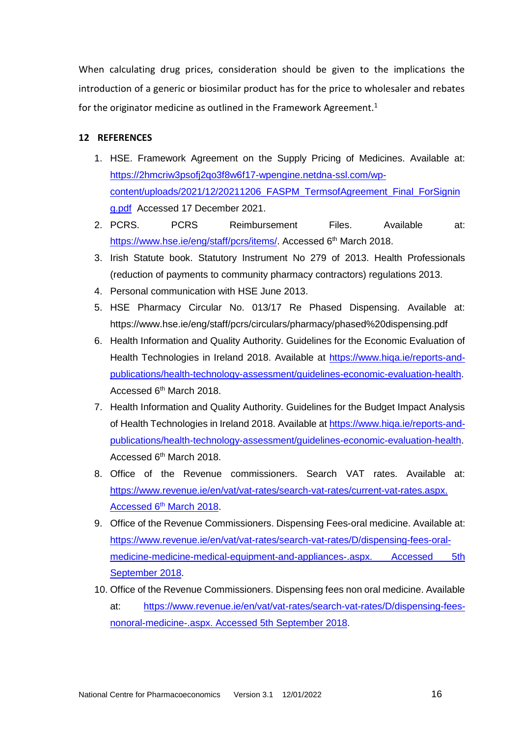When calculating drug prices, consideration should be given to the implications the introduction of a generic or biosimilar product has for the price to wholesaler and rebates for the originator medicine as outlined in the Framework Agreement.[1]

## 12 REFERENCES

1. HSE. Framework Agreement on the Supply Pricing of Medicines. Available at: https://2hmcriw3psofj2qo3f8w6f17-wpengine.netdna-ssl.com/wp-content/uploads/2021/12/20211206_FASPM_TermsofAgreement_Final_ForSigning.pdf Accessed 17 December 2021.
2. PCRS. PCRS Reimbursement Files. Available at: https://www.hse.ie/eng/staff/pcrs/items/. Accessed 6th March 2018.
3. Irish Statute book. Statutory Instrument No 279 of 2013. Health Professionals (reduction of payments to community pharmacy contractors) regulations 2013.
4. Personal communication with HSE June 2013.
5. HSE Pharmacy Circular No. 013/17 Re Phased Dispensing. Available at: https://www.hse.ie/eng/staff/pcrs/circulars/pharmacy/phased%20dispensing.pdf
6. Health Information and Quality Authority. Guidelines for the Economic Evaluation of Health Technologies in Ireland 2018. Available at https://www.hiqa.ie/reports-and-publications/health-technology-assessment/guidelines-economic-evaluation-health. Accessed 6th March 2018.
7. Health Information and Quality Authority. Guidelines for the Budget Impact Analysis of Health Technologies in Ireland 2018. Available at https://www.hiqa.ie/reports-and-publications/health-technology-assessment/guidelines-economic-evaluation-health. Accessed 6th March 2018.
8. Office of the Revenue commissioners. Search VAT rates. Available at: https://www.revenue.ie/en/vat/vat-rates/search-vat-rates/current-vat-rates.aspx. Accessed 6th March 2018.
9. Office of the Revenue Commissioners. Dispensing Fees-oral medicine. Available at: https://www.revenue.ie/en/vat/vat-rates/search-vat-rates/D/dispensing-fees-oral-medicine-medicine-medical-equipment-and-appliances-.aspx. Accessed 5th September 2018.
10. Office of the Revenue Commissioners. Dispensing fees non oral medicine. Available at: https://www.revenue.ie/en/vat/vat-rates/search-vat-rates/D/dispensing-fees-nonoral-medicine-.aspx. Accessed 5th September 2018.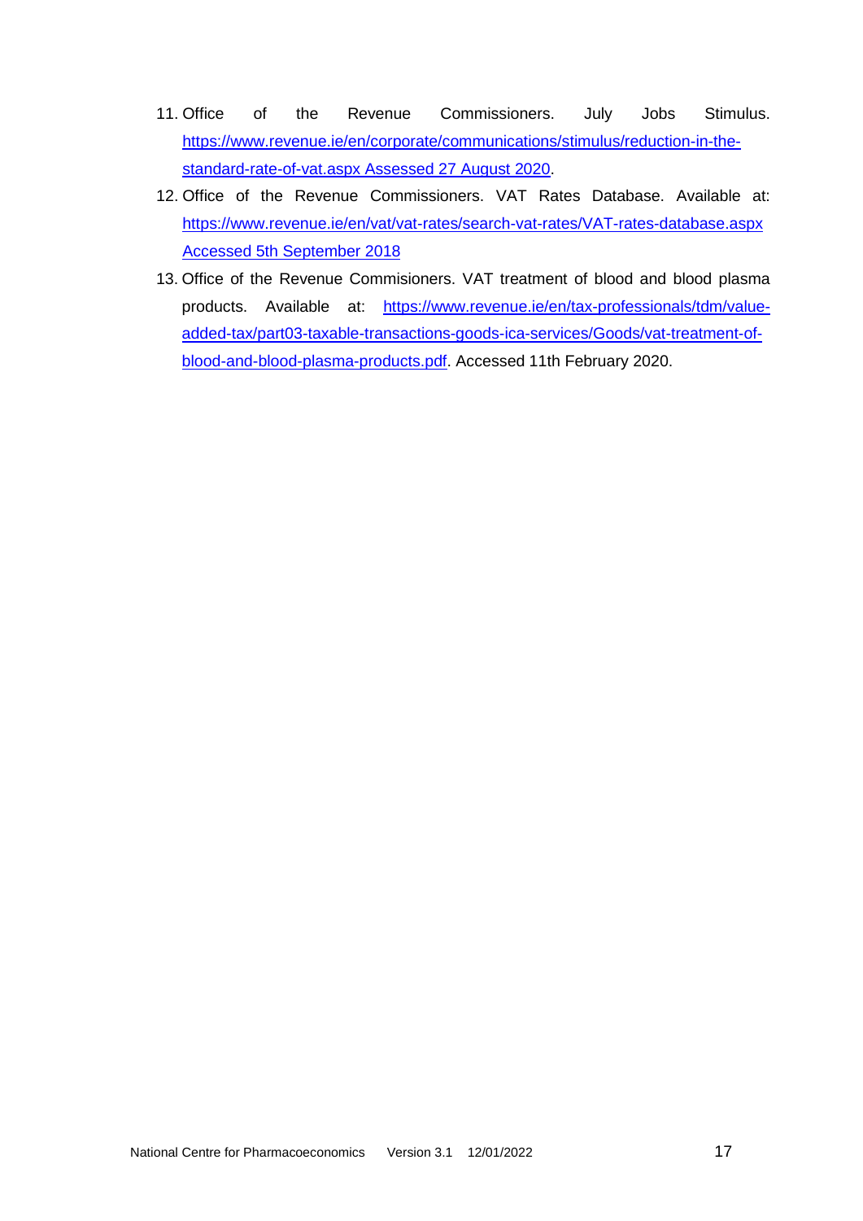11. Office of the Revenue Commissioners. July Jobs Stimulus. https://www.revenue.ie/en/corporate/communications/stimulus/reduction-in-the-standard-rate-of-vat.aspx Assessed 27 August 2020.
12. Office of the Revenue Commissioners. VAT Rates Database. Available at: https://www.revenue.ie/en/vat/vat-rates/search-vat-rates/VAT-rates-database.aspx Accessed 5th September 2018
13. Office of the Revenue Commisioners. VAT treatment of blood and blood plasma products. Available at: https://www.revenue.ie/en/tax-professionals/tdm/value-added-tax/part03-taxable-transactions-goods-ica-services/Goods/vat-treatment-of-blood-and-blood-plasma-products.pdf. Accessed 11th February 2020.